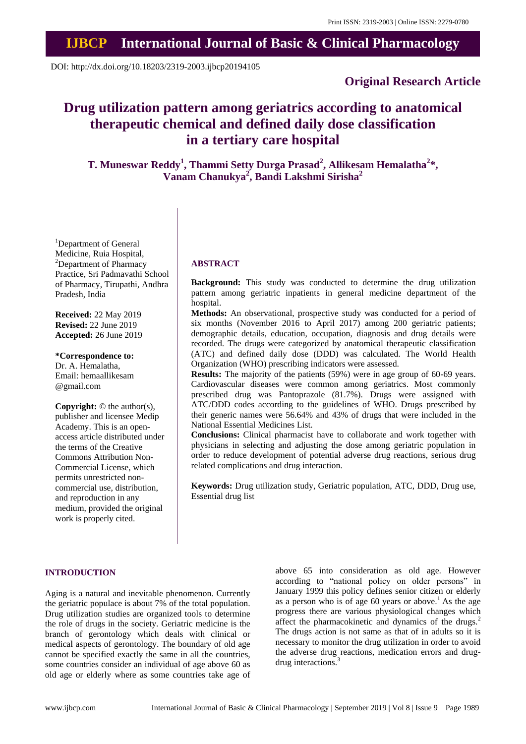Print ISSN: 2319-2003 | Online ISSN: 2279-0780

# IJBCP International Journal of Basic & Clinical Pharmacology

DOI: http://dx.doi.org/10.18203/2319-2003.ijbcp20194105

**Original Research Article**

# Drug utilization pattern among geriatrics according to anatomical therapeutic chemical and defined daily dose classification in a tertiary care hospital

**T. Muneswar Reddy[1], Thammi Setty Durga Prasad[2], Allikesam Hemalatha[2]*, Vanam Chanukya[2], Bandi Lakshmi Sirisha[2]**

[1]Department of General Medicine, Ruia Hospital,
[2]Department of Pharmacy Practice, Sri Padmavathi School of Pharmacy, Tirupathi, Andhra Pradesh, India

**Received:** 22 May 2019
**Revised:** 22 June 2019
**Accepted:** 26 June 2019

**\*Correspondence to:**
Dr. A. Hemalatha,
Email: hemaallikesam@gmail.com

**Copyright:** © the author(s), publisher and licensee Medip Academy. This is an open-access article distributed under the terms of the Creative Commons Attribution Non-Commercial License, which permits unrestricted non-commercial use, distribution, and reproduction in any medium, provided the original work is properly cited.

## ABSTRACT

**Background:** This study was conducted to determine the drug utilization pattern among geriatric inpatients in general medicine department of the hospital.

**Methods:** An observational, prospective study was conducted for a period of six months (November 2016 to April 2017) among 200 geriatric patients; demographic details, education, occupation, diagnosis and drug details were recorded. The drugs were categorized by anatomical therapeutic classification (ATC) and defined daily dose (DDD) was calculated. The World Health Organization (WHO) prescribing indicators were assessed.

**Results:** The majority of the patients (59%) were in age group of 60-69 years. Cardiovascular diseases were common among geriatrics. Most commonly prescribed drug was Pantoprazole (81.7%). Drugs were assigned with ATC/DDD codes according to the guidelines of WHO. Drugs prescribed by their generic names were 56.64% and 43% of drugs that were included in the National Essential Medicines List.

**Conclusions:** Clinical pharmacist have to collaborate and work together with physicians in selecting and adjusting the dose among geriatric population in order to reduce development of potential adverse drug reactions, serious drug related complications and drug interaction.

**Keywords:** Drug utilization study, Geriatric population, ATC, DDD, Drug use, Essential drug list

## INTRODUCTION

Aging is a natural and inevitable phenomenon. Currently the geriatric populace is about 7% of the total population. Drug utilization studies are organized tools to determine the role of drugs in the society. Geriatric medicine is the branch of gerontology which deals with clinical or medical aspects of gerontology. The boundary of old age cannot be specified exactly the same in all the countries, some countries consider an individual of age above 60 as old age or elderly where as some countries take age of above 65 into consideration as old age. However according to "national policy on older persons" in January 1999 this policy defines senior citizen or elderly as a person who is of age 60 years or above.[1] As the age progress there are various physiological changes which affect the pharmacokinetic and dynamics of the drugs.[2] The drugs action is not same as that of in adults so it is necessary to monitor the drug utilization in order to avoid the adverse drug reactions, medication errors and drug-drug interactions.[3]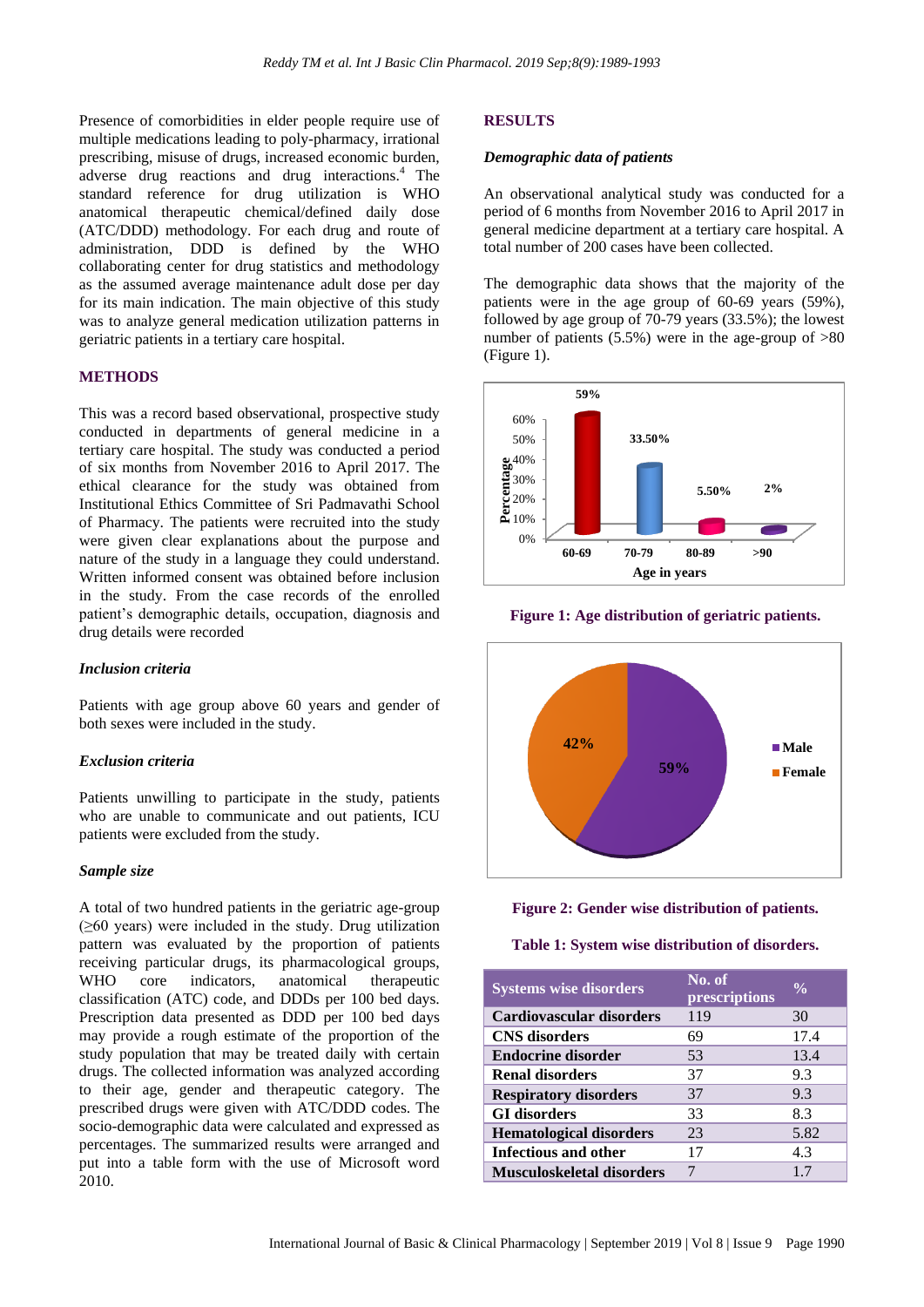Presence of comorbidities in elder people require use of multiple medications leading to poly-pharmacy, irrational prescribing, misuse of drugs, increased economic burden, adverse drug reactions and drug interactions.[4] The standard reference for drug utilization is WHO anatomical therapeutic chemical/defined daily dose (ATC/DDD) methodology. For each drug and route of administration, DDD is defined by the WHO collaborating center for drug statistics and methodology as the assumed average maintenance adult dose per day for its main indication. The main objective of this study was to analyze general medication utilization patterns in geriatric patients in a tertiary care hospital.

## METHODS

This was a record based observational, prospective study conducted in departments of general medicine in a tertiary care hospital. The study was conducted a period of six months from November 2016 to April 2017. The ethical clearance for the study was obtained from Institutional Ethics Committee of Sri Padmavathi School of Pharmacy. The patients were recruited into the study were given clear explanations about the purpose and nature of the study in a language they could understand. Written informed consent was obtained before inclusion in the study. From the case records of the enrolled patient's demographic details, occupation, diagnosis and drug details were recorded

### *Inclusion criteria*

Patients with age group above 60 years and gender of both sexes were included in the study.

### *Exclusion criteria*

Patients unwilling to participate in the study, patients who are unable to communicate and out patients, ICU patients were excluded from the study.

### *Sample size*

A total of two hundred patients in the geriatric age-group (≥60 years) were included in the study. Drug utilization pattern was evaluated by the proportion of patients receiving particular drugs, its pharmacological groups, WHO core indicators, anatomical therapeutic classification (ATC) code, and DDDs per 100 bed days. Prescription data presented as DDD per 100 bed days may provide a rough estimate of the proportion of the study population that may be treated daily with certain drugs. The collected information was analyzed according to their age, gender and therapeutic category. The prescribed drugs were given with ATC/DDD codes. The socio-demographic data were calculated and expressed as percentages. The summarized results were arranged and put into a table form with the use of Microsoft word 2010.

## RESULTS

### *Demographic data of patients*

An observational analytical study was conducted for a period of 6 months from November 2016 to April 2017 in general medicine department at a tertiary care hospital. A total number of 200 cases have been collected.

The demographic data shows that the majority of the patients were in the age group of 60-69 years (59%), followed by age group of 70-79 years (33.5%); the lowest number of patients (5.5%) were in the age-group of >80 (Figure 1).

**Figure 1: Age distribution of geriatric patients.**

**Figure 2: Gender wise distribution of patients.**

**Table 1: System wise distribution of disorders.**

| Systems wise disorders | No. of prescriptions | % |
|---|---|---|
| Cardiovascular disorders | 119 | 30 |
| CNS disorders | 69 | 17.4 |
| Endocrine disorder | 53 | 13.4 |
| Renal disorders | 37 | 9.3 |
| Respiratory disorders | 37 | 9.3 |
| GI disorders | 33 | 8.3 |
| Hematological disorders | 23 | 5.82 |
| Infectious and other | 17 | 4.3 |
| Musculoskeletal disorders | 7 | 1.7 |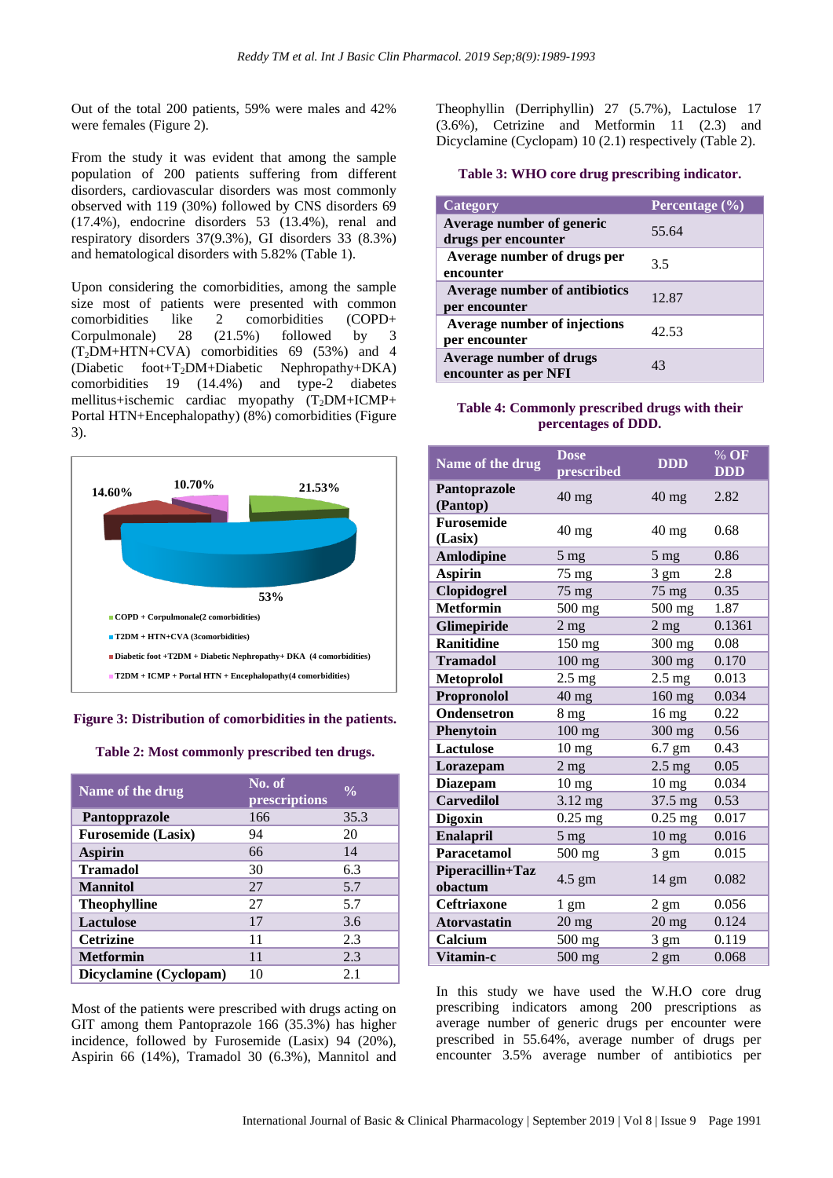Out of the total 200 patients, 59% were males and 42% were females (Figure 2).

From the study it was evident that among the sample population of 200 patients suffering from different disorders, cardiovascular disorders was most commonly observed with 119 (30%) followed by CNS disorders 69 (17.4%), endocrine disorders 53 (13.4%), renal and respiratory disorders 37(9.3%), GI disorders 33 (8.3%) and hematological disorders with 5.82% (Table 1).

Upon considering the comorbidities, among the sample size most of patients were presented with common comorbidities like 2 comorbidities (COPD+ Corpulmonale) 28 (21.5%) followed by 3 ($T_2$DM+HTN+CVA) comorbidities 69 (53%) and 4 (Diabetic foot+$T_2$DM+Diabetic Nephropathy+DKA) comorbidities 19 (14.4%) and type-2 diabetes mellitus+ischemic cardiac myopathy ($T_2$DM+ICMP+ Portal HTN+Encephalopathy) (8%) comorbidities (Figure 3).

14.60% 10.70% 21.53% 53%

- COPD + Corpulmonale(2 comorbidities)
- T2DM + HTN+CVA (3comorbidities)
- Diabetic foot +T2DM + Diabetic Nephropathy+ DKA (4 comorbidities)
- T2DM + ICMP + Portal HTN + Encephalopathy(4 comorbidities)

**Figure 3: Distribution of comorbidities in the patients.**

**Table 2: Most commonly prescribed ten drugs.**

| Name of the drug | No. of prescriptions | % |
|---|---|---|
| Pantopprazole | 166 | 35.3 |
| Furosemide (Lasix) | 94 | 20 |
| Aspirin | 66 | 14 |
| Tramadol | 30 | 6.3 |
| Mannitol | 27 | 5.7 |
| Theophylline | 27 | 5.7 |
| Lactulose | 17 | 3.6 |
| Cetrizine | 11 | 2.3 |
| Metformin | 11 | 2.3 |
| Dicyclamine (Cyclopam) | 10 | 2.1 |

Most of the patients were prescribed with drugs acting on GIT among them Pantoprazole 166 (35.3%) has higher incidence, followed by Furosemide (Lasix) 94 (20%), Aspirin 66 (14%), Tramadol 30 (6.3%), Mannitol and Theophyllin (Derriphyllin) 27 (5.7%), Lactulose 17 (3.6%), Cetrizine and Metformin 11 (2.3) and Dicyclamine (Cyclopam) 10 (2.1) respectively (Table 2).

**Table 3: WHO core drug prescribing indicator.**

| Category | Percentage (%) |
|---|---|
| Average number of generic drugs per encounter | 55.64 |
| Average number of drugs per encounter | 3.5 |
| Average number of antibiotics per encounter | 12.87 |
| Average number of injections per encounter | 42.53 |
| Average number of drugs encounter as per NFI | 43 |

**Table 4: Commonly prescribed drugs with their percentages of DDD.**

| Name of the drug | Dose prescribed | DDD | % OF DDD |
|---|---|---|---|
| Pantoprazole (Pantop) | 40 mg | 40 mg | 2.82 |
| Furosemide (Lasix) | 40 mg | 40 mg | 0.68 |
| Amlodipine | 5 mg | 5 mg | 0.86 |
| Aspirin | 75 mg | 3 gm | 2.8 |
| Clopidogrel | 75 mg | 75 mg | 0.35 |
| Metformin | 500 mg | 500 mg | 1.87 |
| Glimepiride | 2 mg | 2 mg | 0.1361 |
| Ranitidine | 150 mg | 300 mg | 0.08 |
| Tramadol | 100 mg | 300 mg | 0.170 |
| Metoprolol | 2.5 mg | 2.5 mg | 0.013 |
| Propronolol | 40 mg | 160 mg | 0.034 |
| Ondensetron | 8 mg | 16 mg | 0.22 |
| Phenytoin | 100 mg | 300 mg | 0.56 |
| Lactulose | 10 mg | 6.7 gm | 0.43 |
| Lorazepam | 2 mg | 2.5 mg | 0.05 |
| Diazepam | 10 mg | 10 mg | 0.034 |
| Carvedilol | 3.12 mg | 37.5 mg | 0.53 |
| Digoxin | 0.25 mg | 0.25 mg | 0.017 |
| Enalapril | 5 mg | 10 mg | 0.016 |
| Paracetamol | 500 mg | 3 gm | 0.015 |
| Piperacillin+Tazobactum | 4.5 gm | 14 gm | 0.082 |
| Ceftriaxone | 1 gm | 2 gm | 0.056 |
| Atorvastatin | 20 mg | 20 mg | 0.124 |
| Calcium | 500 mg | 3 gm | 0.119 |
| Vitamin-c | 500 mg | 2 gm | 0.068 |

In this study we have used the W.H.O core drug prescribing indicators among 200 prescriptions as average number of generic drugs per encounter were prescribed in 55.64%, average number of drugs per encounter 3.5% average number of antibiotics per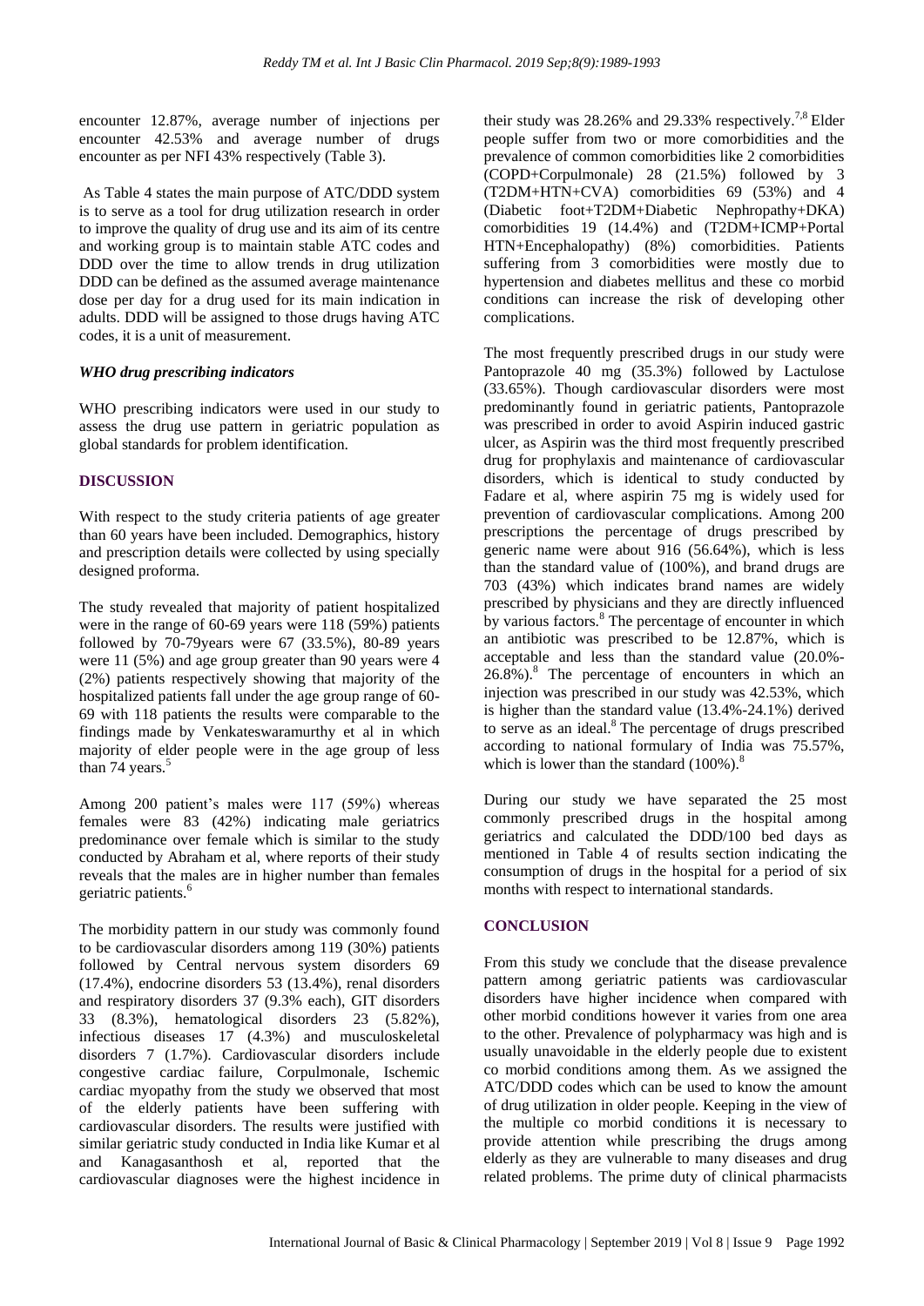encounter 12.87%, average number of injections per encounter 42.53% and average number of drugs encounter as per NFI 43% respectively (Table 3).

As Table 4 states the main purpose of ATC/DDD system is to serve as a tool for drug utilization research in order to improve the quality of drug use and its aim of its centre and working group is to maintain stable ATC codes and DDD over the time to allow trends in drug utilization DDD can be defined as the assumed average maintenance dose per day for a drug used for its main indication in adults. DDD will be assigned to those drugs having ATC codes, it is a unit of measurement.

### *WHO drug prescribing indicators*

WHO prescribing indicators were used in our study to assess the drug use pattern in geriatric population as global standards for problem identification.

## DISCUSSION

With respect to the study criteria patients of age greater than 60 years have been included. Demographics, history and prescription details were collected by using specially designed proforma.

The study revealed that majority of patient hospitalized were in the range of 60-69 years were 118 (59%) patients followed by 70-79years were 67 (33.5%), 80-89 years were 11 (5%) and age group greater than 90 years were 4 (2%) patients respectively showing that majority of the hospitalized patients fall under the age group range of 60-69 with 118 patients the results were comparable to the findings made by Venkateswaramurthy et al in which majority of elder people were in the age group of less than 74 years.[5]

Among 200 patient's males were 117 (59%) whereas females were 83 (42%) indicating male geriatrics predominance over female which is similar to the study conducted by Abraham et al, where reports of their study reveals that the males are in higher number than females geriatric patients.[6]

The morbidity pattern in our study was commonly found to be cardiovascular disorders among 119 (30%) patients followed by Central nervous system disorders 69 (17.4%), endocrine disorders 53 (13.4%), renal disorders and respiratory disorders 37 (9.3% each), GIT disorders 33 (8.3%), hematological disorders 23 (5.82%), infectious diseases 17 (4.3%) and musculoskeletal disorders 7 (1.7%). Cardiovascular disorders include congestive cardiac failure, Corpulmonale, Ischemic cardiac myopathy from the study we observed that most of the elderly patients have been suffering with cardiovascular disorders. The results were justified with similar geriatric study conducted in India like Kumar et al and Kanagasanthosh et al, reported that the cardiovascular diagnoses were the highest incidence in their study was 28.26% and 29.33% respectively.[7,8] Elder people suffer from two or more comorbidities and the prevalence of common comorbidities like 2 comorbidities (COPD+Corpulmonale) 28 (21.5%) followed by 3 (T2DM+HTN+CVA) comorbidities 69 (53%) and 4 (Diabetic foot+T2DM+Diabetic Nephropathy+DKA) comorbidities 19 (14.4%) and (T2DM+ICMP+Portal HTN+Encephalopathy) (8%) comorbidities. Patients suffering from 3 comorbidities were mostly due to hypertension and diabetes mellitus and these co morbid conditions can increase the risk of developing other complications.

The most frequently prescribed drugs in our study were Pantoprazole 40 mg (35.3%) followed by Lactulose (33.65%). Though cardiovascular disorders were most predominantly found in geriatric patients, Pantoprazole was prescribed in order to avoid Aspirin induced gastric ulcer, as Aspirin was the third most frequently prescribed drug for prophylaxis and maintenance of cardiovascular disorders, which is identical to study conducted by Fadare et al, where aspirin 75 mg is widely used for prevention of cardiovascular complications. Among 200 prescriptions the percentage of drugs prescribed by generic name were about 916 (56.64%), which is less than the standard value of (100%), and brand drugs are 703 (43%) which indicates brand names are widely prescribed by physicians and they are directly influenced by various factors.[8] The percentage of encounter in which an antibiotic was prescribed to be 12.87%, which is acceptable and less than the standard value (20.0%-26.8%).[8] The percentage of encounters in which an injection was prescribed in our study was 42.53%, which is higher than the standard value (13.4%-24.1%) derived to serve as an ideal.[8] The percentage of drugs prescribed according to national formulary of India was 75.57%, which is lower than the standard (100%).[8]

During our study we have separated the 25 most commonly prescribed drugs in the hospital among geriatrics and calculated the DDD/100 bed days as mentioned in Table 4 of results section indicating the consumption of drugs in the hospital for a period of six months with respect to international standards.

## CONCLUSION

From this study we conclude that the disease prevalence pattern among geriatric patients was cardiovascular disorders have higher incidence when compared with other morbid conditions however it varies from one area to the other. Prevalence of polypharmacy was high and is usually unavoidable in the elderly people due to existent co morbid conditions among them. As we assigned the ATC/DDD codes which can be used to know the amount of drug utilization in older people. Keeping in the view of the multiple co morbid conditions it is necessary to provide attention while prescribing the drugs among elderly as they are vulnerable to many diseases and drug related problems. The prime duty of clinical pharmacists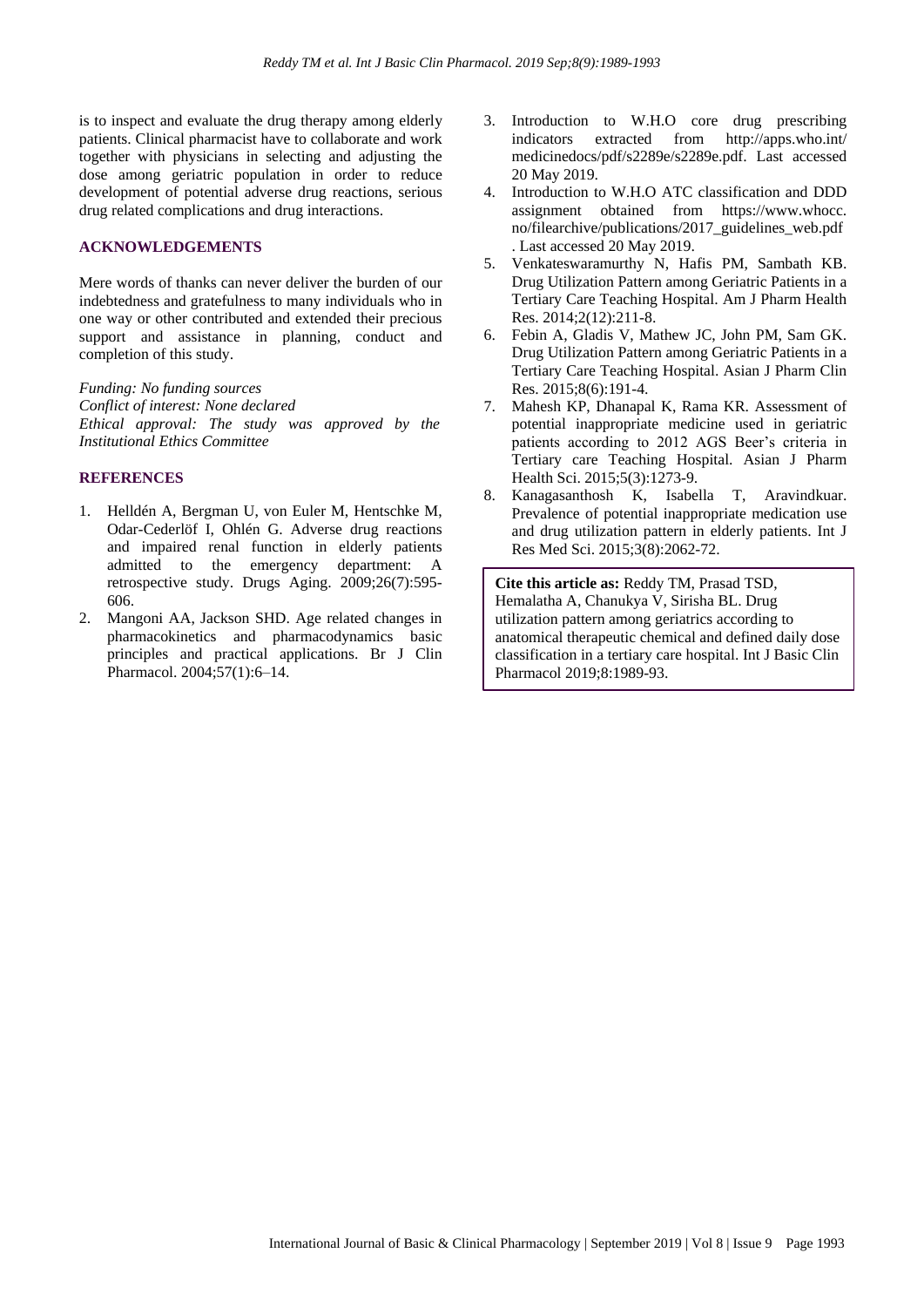is to inspect and evaluate the drug therapy among elderly patients. Clinical pharmacist have to collaborate and work together with physicians in selecting and adjusting the dose among geriatric population in order to reduce development of potential adverse drug reactions, serious drug related complications and drug interactions.

## ACKNOWLEDGEMENTS

Mere words of thanks can never deliver the burden of our indebtedness and gratefulness to many individuals who in one way or other contributed and extended their precious support and assistance in planning, conduct and completion of this study.

*Funding: No funding sources*
*Conflict of interest: None declared*
*Ethical approval: The study was approved by the Institutional Ethics Committee*

## REFERENCES

1. Helldén A, Bergman U, von Euler M, Hentschke M, Odar-Cederlöf I, Ohlén G. Adverse drug reactions and impaired renal function in elderly patients admitted to the emergency department: A retrospective study. Drugs Aging. 2009;26(7):595-606.
2. Mangoni AA, Jackson SHD. Age related changes in pharmacokinetics and pharmacodynamics basic principles and practical applications. Br J Clin Pharmacol. 2004;57(1):6–14.
3. Introduction to W.H.O core drug prescribing indicators extracted from http://apps.who.int/medicinedocs/pdf/s2289e/s2289e.pdf. Last accessed 20 May 2019.
4. Introduction to W.H.O ATC classification and DDD assignment obtained from https://www.whocc.no/filearchive/publications/2017_guidelines_web.pdf. Last accessed 20 May 2019.
5. Venkateswaramurthy N, Hafis PM, Sambath KB. Drug Utilization Pattern among Geriatric Patients in a Tertiary Care Teaching Hospital. Am J Pharm Health Res. 2014;2(12):211-8.
6. Febin A, Gladis V, Mathew JC, John PM, Sam GK. Drug Utilization Pattern among Geriatric Patients in a Tertiary Care Teaching Hospital. Asian J Pharm Clin Res. 2015;8(6):191-4.
7. Mahesh KP, Dhanapal K, Rama KR. Assessment of potential inappropriate medicine used in geriatric patients according to 2012 AGS Beer's criteria in Tertiary care Teaching Hospital. Asian J Pharm Health Sci. 2015;5(3):1273-9.
8. Kanagasanthosh K, Isabella T, Aravindkuar. Prevalence of potential inappropriate medication use and drug utilization pattern in elderly patients. Int J Res Med Sci. 2015;3(8):2062-72.

**Cite this article as:** Reddy TM, Prasad TSD, Hemalatha A, Chanukya V, Sirisha BL. Drug utilization pattern among geriatrics according to anatomical therapeutic chemical and defined daily dose classification in a tertiary care hospital. Int J Basic Clin Pharmacol 2019;8:1989-93.